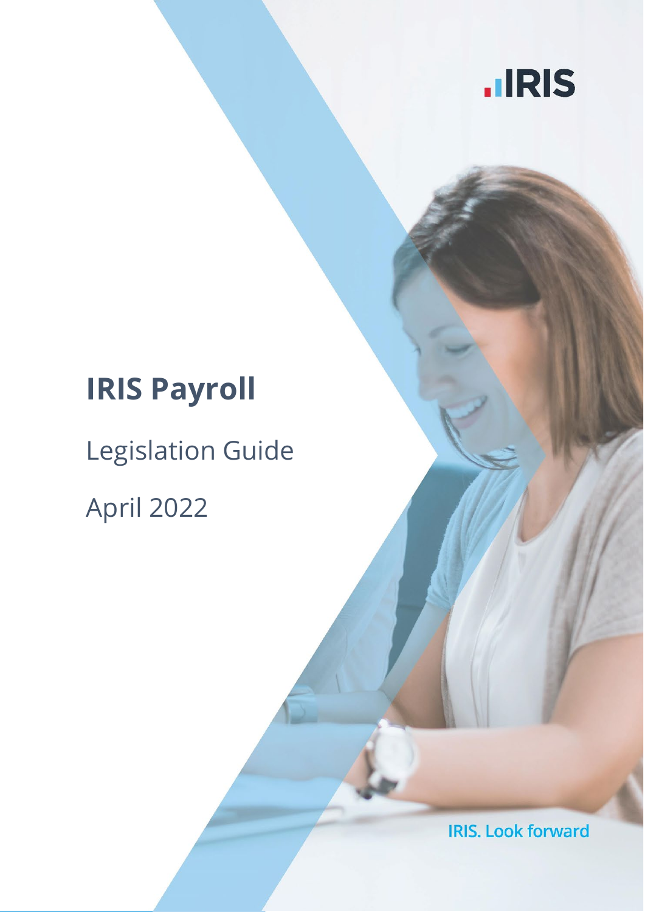# IRIS Payroll

Legislation Guide

April 2022

IRIS. Look forward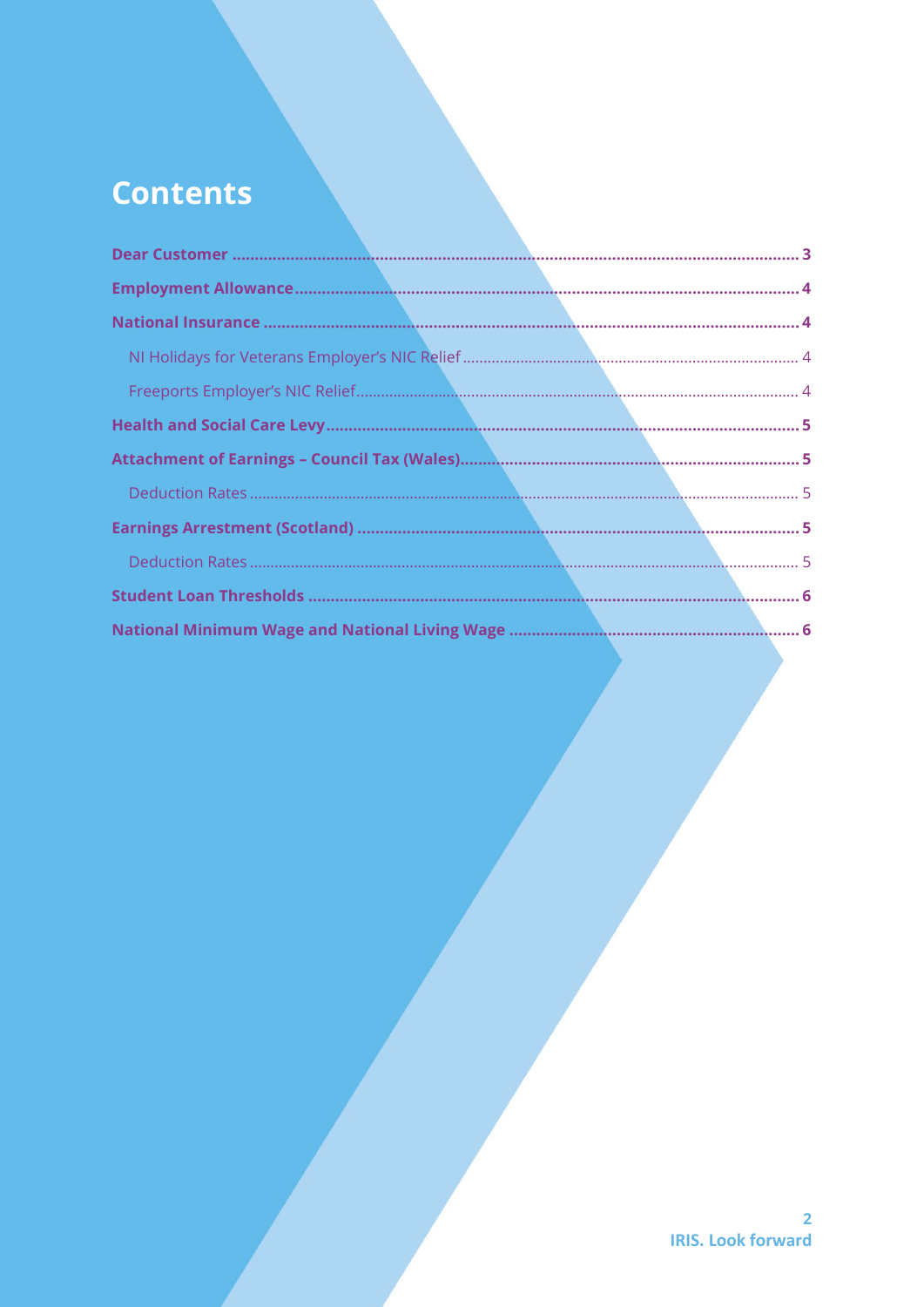# Contents

**Dear Customer** ..... **3**

**Employment Allowance** ..... **4**

**National Insurance** ..... **4**

- NI Holidays for Veterans Employer's NIC Relief ..... 4
- Freeports Employer's NIC Relief ..... 4

**Health and Social Care Levy** ..... **5**

**Attachment of Earnings – Council Tax (Wales)** ..... **5**

- Deduction Rates ..... 5

**Earnings Arrestment (Scotland)** ..... **5**

- Deduction Rates ..... 5

**Student Loan Thresholds** ..... **6**

**National Minimum Wage and National Living Wage** ..... **6**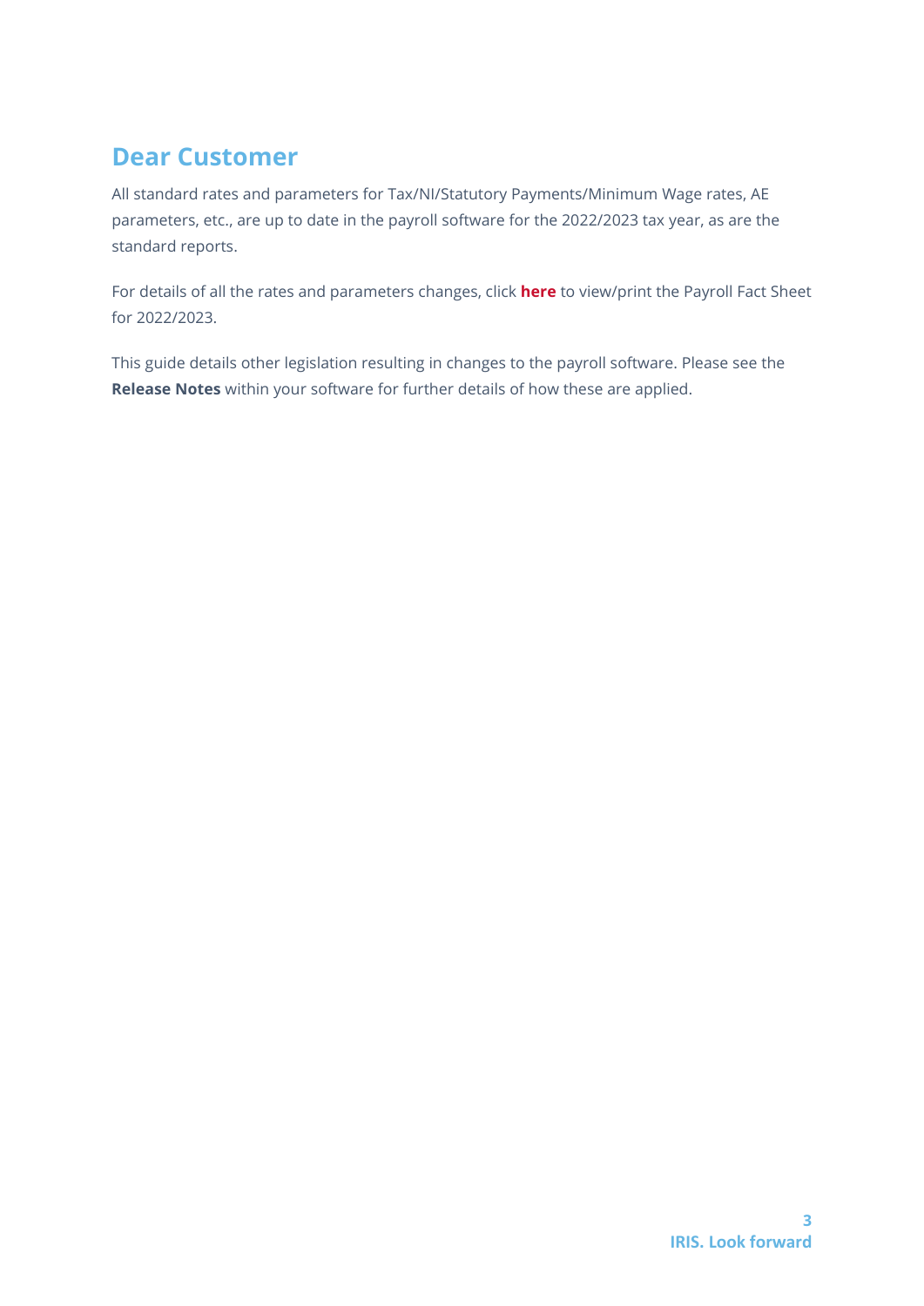## Dear Customer

All standard rates and parameters for Tax/NI/Statutory Payments/Minimum Wage rates, AE parameters, etc., are up to date in the payroll software for the 2022/2023 tax year, as are the standard reports.

For details of all the rates and parameters changes, click **here** to view/print the Payroll Fact Sheet for 2022/2023.

This guide details other legislation resulting in changes to the payroll software. Please see the **Release Notes** within your software for further details of how these are applied.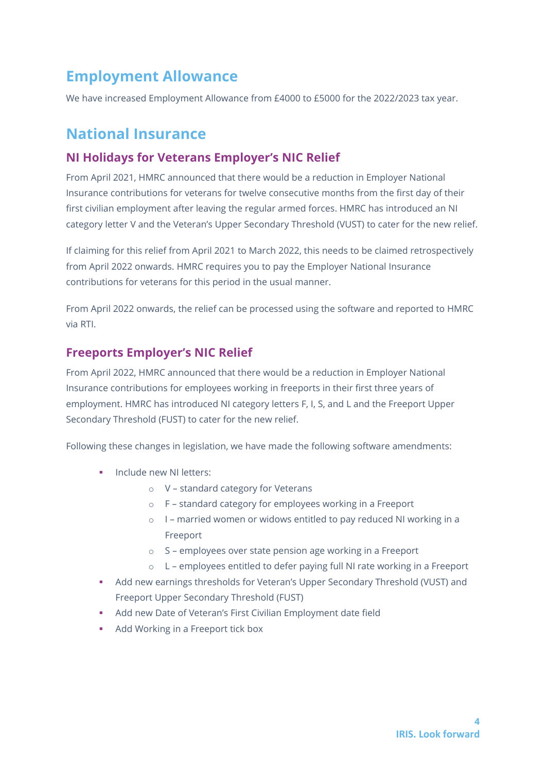## Employment Allowance

We have increased Employment Allowance from £4000 to £5000 for the 2022/2023 tax year.

## National Insurance

### NI Holidays for Veterans Employer's NIC Relief

From April 2021, HMRC announced that there would be a reduction in Employer National Insurance contributions for veterans for twelve consecutive months from the first day of their first civilian employment after leaving the regular armed forces. HMRC has introduced an NI category letter V and the Veteran's Upper Secondary Threshold (VUST) to cater for the new relief.

If claiming for this relief from April 2021 to March 2022, this needs to be claimed retrospectively from April 2022 onwards. HMRC requires you to pay the Employer National Insurance contributions for veterans for this period in the usual manner.

From April 2022 onwards, the relief can be processed using the software and reported to HMRC via RTI.

### Freeports Employer's NIC Relief

From April 2022, HMRC announced that there would be a reduction in Employer National Insurance contributions for employees working in freeports in their first three years of employment. HMRC has introduced NI category letters F, I, S, and L and the Freeport Upper Secondary Threshold (FUST) to cater for the new relief.

Following these changes in legislation, we have made the following software amendments:

- Include new NI letters:
  - V – standard category for Veterans
  - F – standard category for employees working in a Freeport
  - I – married women or widows entitled to pay reduced NI working in a Freeport
  - S – employees over state pension age working in a Freeport
  - L – employees entitled to defer paying full NI rate working in a Freeport
- Add new earnings thresholds for Veteran's Upper Secondary Threshold (VUST) and Freeport Upper Secondary Threshold (FUST)
- Add new Date of Veteran's First Civilian Employment date field
- Add Working in a Freeport tick box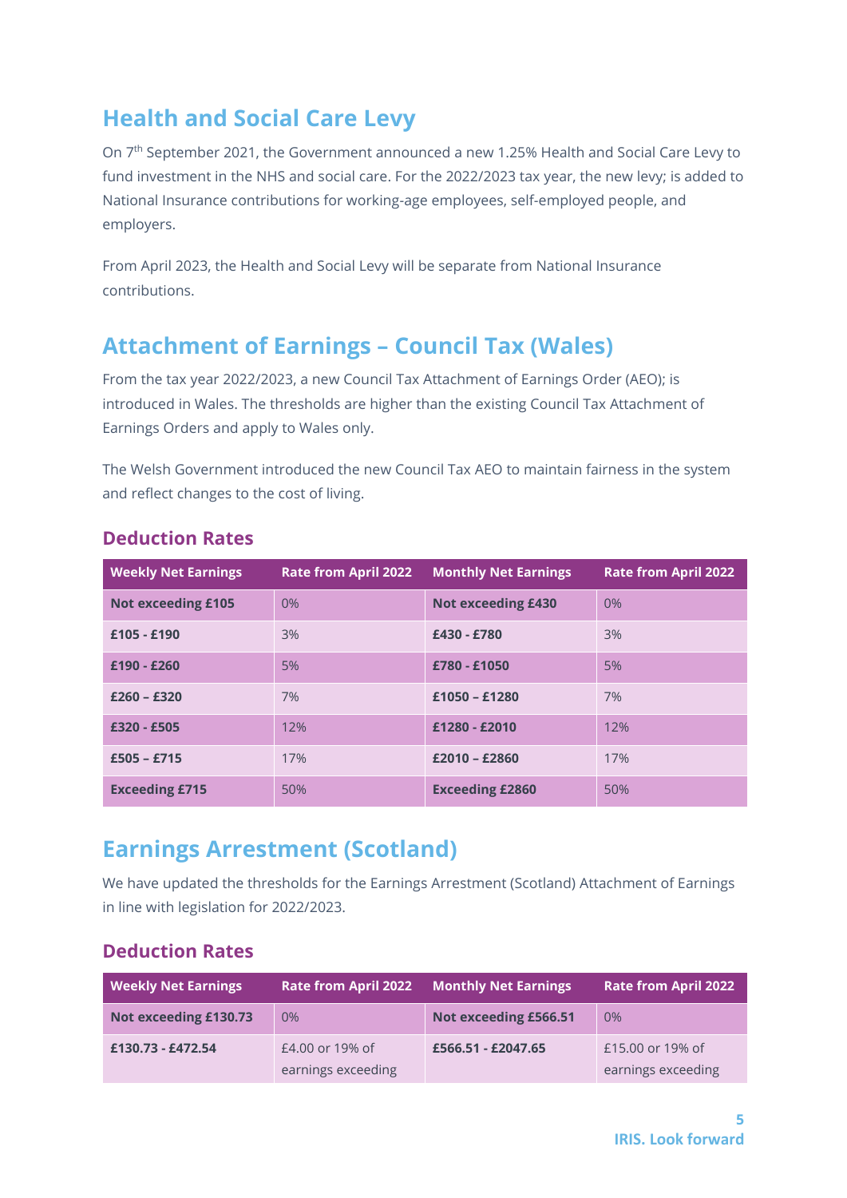## Health and Social Care Levy

On 7th September 2021, the Government announced a new 1.25% Health and Social Care Levy to fund investment in the NHS and social care. For the 2022/2023 tax year, the new levy; is added to National Insurance contributions for working-age employees, self-employed people, and employers.

From April 2023, the Health and Social Levy will be separate from National Insurance contributions.

## Attachment of Earnings – Council Tax (Wales)

From the tax year 2022/2023, a new Council Tax Attachment of Earnings Order (AEO); is introduced in Wales. The thresholds are higher than the existing Council Tax Attachment of Earnings Orders and apply to Wales only.

The Welsh Government introduced the new Council Tax AEO to maintain fairness in the system and reflect changes to the cost of living.

### Deduction Rates

| Weekly Net Earnings | Rate from April 2022 | Monthly Net Earnings | Rate from April 2022 |
|---|---|---|---|
| **Not exceeding £105** | 0% | **Not exceeding £430** | 0% |
| **£105 - £190** | 3% | **£430 - £780** | 3% |
| **£190 - £260** | 5% | **£780 - £1050** | 5% |
| **£260 – £320** | 7% | **£1050 – £1280** | 7% |
| **£320 - £505** | 12% | **£1280 - £2010** | 12% |
| **£505 – £715** | 17% | **£2010 – £2860** | 17% |
| **Exceeding £715** | 50% | **Exceeding £2860** | 50% |

## Earnings Arrestment (Scotland)

We have updated the thresholds for the Earnings Arrestment (Scotland) Attachment of Earnings in line with legislation for 2022/2023.

### Deduction Rates

| Weekly Net Earnings | Rate from April 2022 | Monthly Net Earnings | Rate from April 2022 |
|---|---|---|---|
| **Not exceeding £130.73** | 0% | **Not exceeding £566.51** | 0% |
| **£130.73 - £472.54** | £4.00 or 19% of earnings exceeding | **£566.51 - £2047.65** | £15.00 or 19% of earnings exceeding |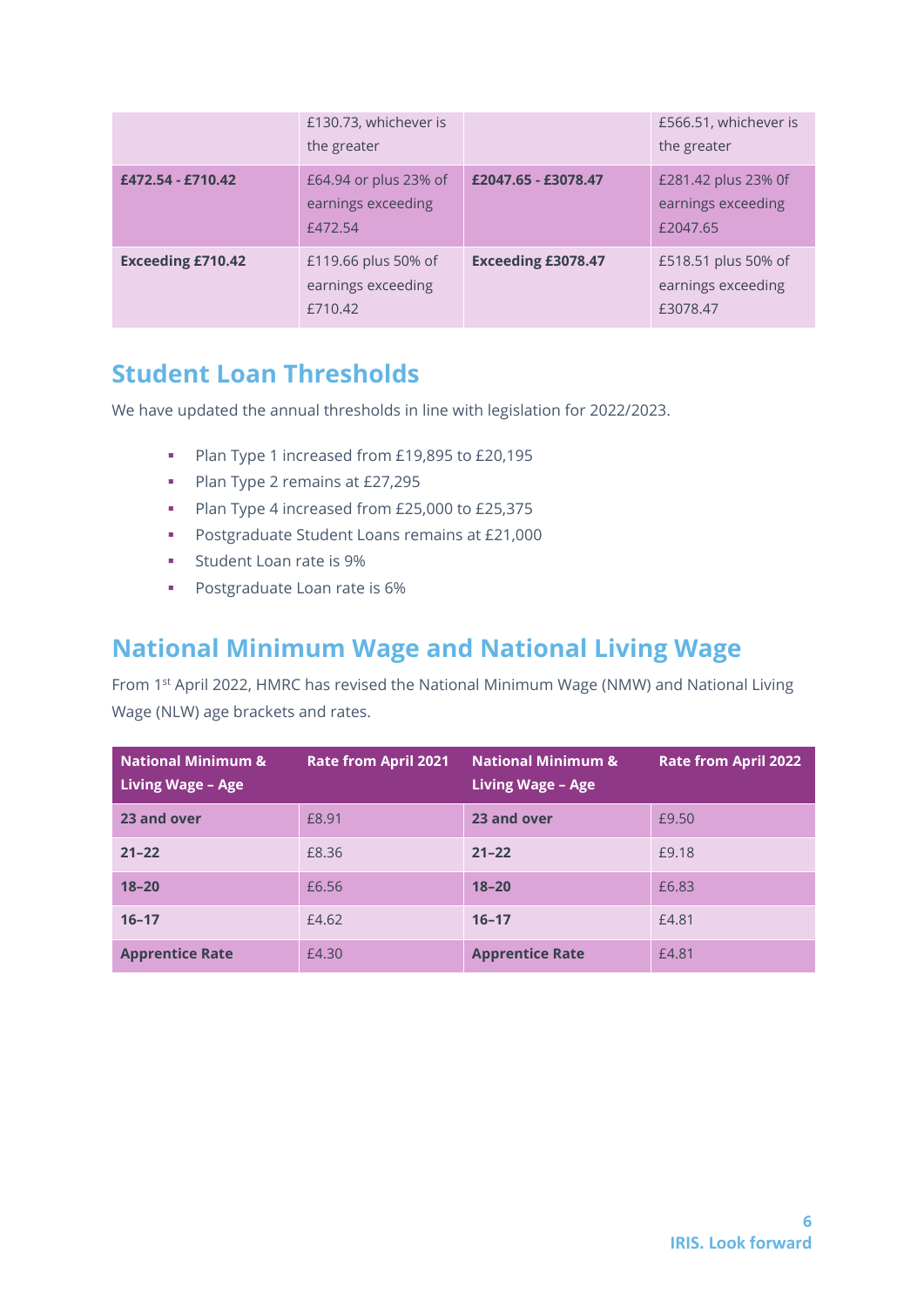| | £130.73, whichever is the greater | | £566.51, whichever is the greater |
|---|---|---|---|
| **£472.54 - £710.42** | £64.94 or plus 23% of earnings exceeding £472.54 | **£2047.65 - £3078.47** | £281.42 plus 23% 0f earnings exceeding £2047.65 |
| **Exceeding £710.42** | £119.66 plus 50% of earnings exceeding £710.42 | **Exceeding £3078.47** | £518.51 plus 50% of earnings exceeding £3078.47 |

## Student Loan Thresholds

We have updated the annual thresholds in line with legislation for 2022/2023.

- Plan Type 1 increased from £19,895 to £20,195
- Plan Type 2 remains at £27,295
- Plan Type 4 increased from £25,000 to £25,375
- Postgraduate Student Loans remains at £21,000
- Student Loan rate is 9%
- Postgraduate Loan rate is 6%

## National Minimum Wage and National Living Wage

From 1st April 2022, HMRC has revised the National Minimum Wage (NMW) and National Living Wage (NLW) age brackets and rates.

| National Minimum & Living Wage – Age | Rate from April 2021 | National Minimum & Living Wage – Age | Rate from April 2022 |
|---|---|---|---|
| **23 and over** | £8.91 | **23 and over** | £9.50 |
| **21–22** | £8.36 | **21–22** | £9.18 |
| **18–20** | £6.56 | **18–20** | £6.83 |
| **16–17** | £4.62 | **16–17** | £4.81 |
| **Apprentice Rate** | £4.30 | **Apprentice Rate** | £4.81 |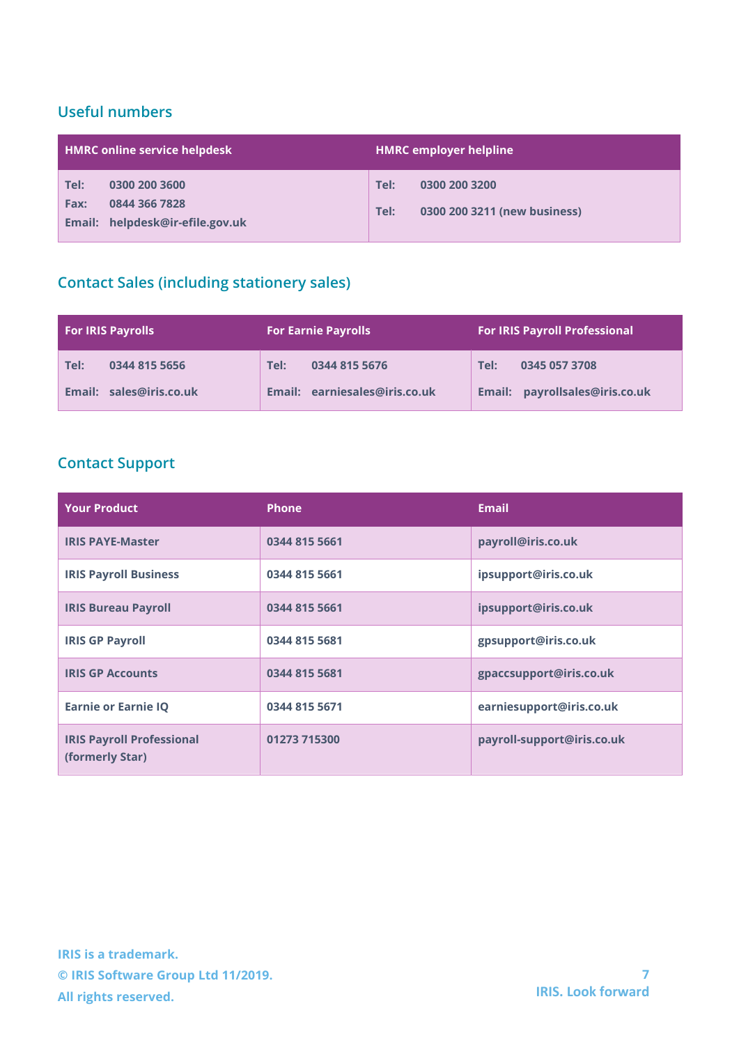## Useful numbers

| HMRC online service helpdesk | HMRC employer helpline |
|---|---|
| **Tel:** 0300 200 3600<br>**Fax:** 0844 366 7828<br>**Email:** helpdesk@ir-efile.gov.uk | **Tel:** 0300 200 3200<br>**Tel:** 0300 200 3211 (new business) |

## Contact Sales (including stationery sales)

| For IRIS Payrolls | For Earnie Payrolls | For IRIS Payroll Professional |
|---|---|---|
| **Tel:** 0344 815 5656<br>**Email:** sales@iris.co.uk | **Tel:** 0344 815 5676<br>**Email:** earniesales@iris.co.uk | **Tel:** 0345 057 3708<br>**Email:** payrollsales@iris.co.uk |

## Contact Support

| Your Product | Phone | Email |
|---|---|---|
| IRIS PAYE-Master | 0344 815 5661 | payroll@iris.co.uk |
| IRIS Payroll Business | 0344 815 5661 | ipsupport@iris.co.uk |
| IRIS Bureau Payroll | 0344 815 5661 | ipsupport@iris.co.uk |
| IRIS GP Payroll | 0344 815 5681 | gpsupport@iris.co.uk |
| IRIS GP Accounts | 0344 815 5681 | gpaccsupport@iris.co.uk |
| Earnie or Earnie IQ | 0344 815 5671 | earniesupport@iris.co.uk |
| IRIS Payroll Professional (formerly Star) | 01273 715300 | payroll-support@iris.co.uk |

IRIS is a trademark.
© IRIS Software Group Ltd 11/2019.
All rights reserved.

IRIS. Look forward